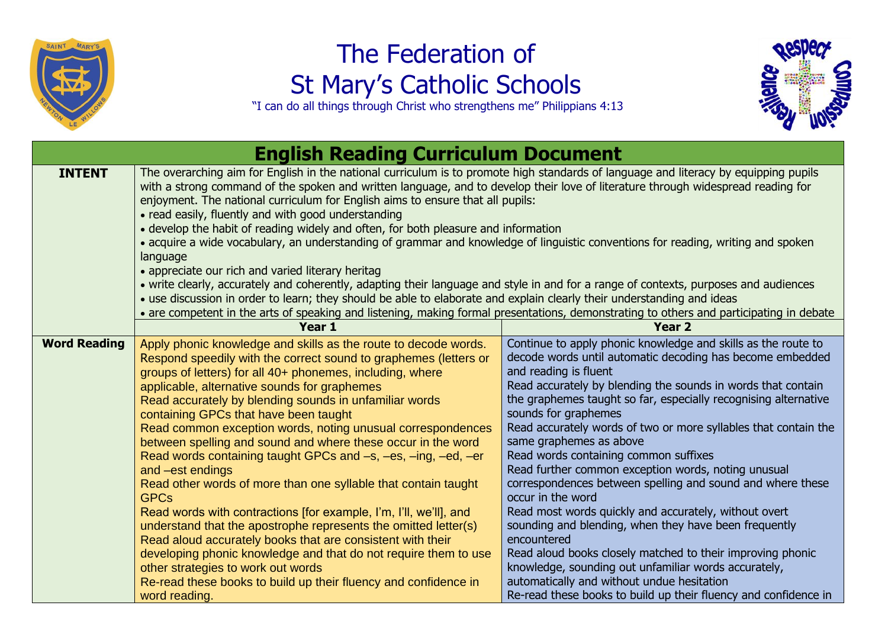# The Federation of St Mary's Catholic Schools

"I can do all things through Christ who strengthens me" Philippians 4:13

## English Reading Curriculum Document

| | | |
|---|---|---|
| **INTENT** | The overarching aim for English in the national curriculum is to promote high standards of language and literacy by equipping pupils with a strong command of the spoken and written language, and to develop their love of literature through widespread reading for enjoyment. The national curriculum for English aims to ensure that all pupils:<br>• read easily, fluently and with good understanding<br>• develop the habit of reading widely and often, for both pleasure and information<br>• acquire a wide vocabulary, an understanding of grammar and knowledge of linguistic conventions for reading, writing and spoken language<br>• appreciate our rich and varied literary heritag<br>• write clearly, accurately and coherently, adapting their language and style in and for a range of contexts, purposes and audiences<br>• use discussion in order to learn; they should be able to elaborate and explain clearly their understanding and ideas<br>• are competent in the arts of speaking and listening, making formal presentations, demonstrating to others and participating in debate | |
| | **Year 1** | **Year 2** |
| **Word Reading** | Apply phonic knowledge and skills as the route to decode words.<br>Respond speedily with the correct sound to graphemes (letters or groups of letters) for all 40+ phonemes, including, where applicable, alternative sounds for graphemes<br>Read accurately by blending sounds in unfamiliar words containing GPCs that have been taught<br>Read common exception words, noting unusual correspondences between spelling and sound and where these occur in the word<br>Read words containing taught GPCs and –s, –es, –ing, –ed, –er and –est endings<br>Read other words of more than one syllable that contain taught GPCs<br>Read words with contractions [for example, I'm, I'll, we'll], and understand that the apostrophe represents the omitted letter(s)<br>Read aloud accurately books that are consistent with their developing phonic knowledge and that do not require them to use other strategies to work out words<br>Re-read these books to build up their fluency and confidence in word reading. | Continue to apply phonic knowledge and skills as the route to decode words until automatic decoding has become embedded and reading is fluent<br>Read accurately by blending the sounds in words that contain the graphemes taught so far, especially recognising alternative sounds for graphemes<br>Read accurately words of two or more syllables that contain the same graphemes as above<br>Read words containing common suffixes<br>Read further common exception words, noting unusual correspondences between spelling and sound and where these occur in the word<br>Read most words quickly and accurately, without overt sounding and blending, when they have been frequently encountered<br>Read aloud books closely matched to their improving phonic knowledge, sounding out unfamiliar words accurately, automatically and without undue hesitation<br>Re-read these books to build up their fluency and confidence in |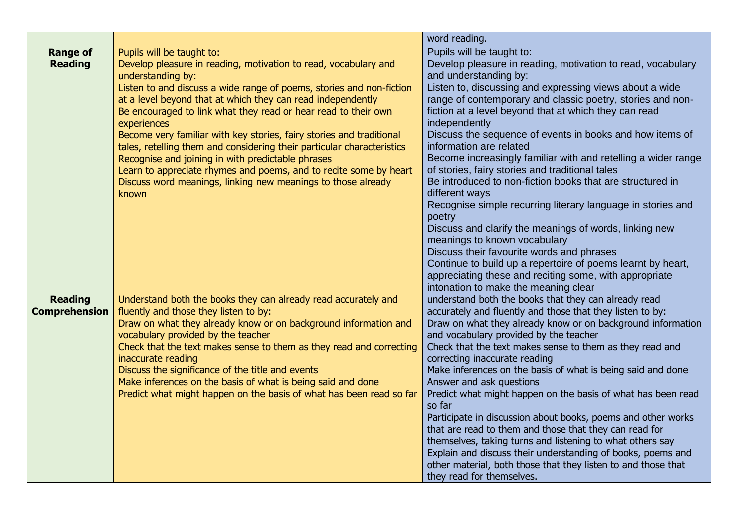| | | |
|---|---|---|
| | | word reading. |
| **Range of Reading** | Pupils will be taught to:<br>Develop pleasure in reading, motivation to read, vocabulary and understanding by:<br>Listen to and discuss a wide range of poems, stories and non-fiction at a level beyond that at which they can read independently<br>Be encouraged to link what they read or hear read to their own experiences<br>Become very familiar with key stories, fairy stories and traditional tales, retelling them and considering their particular characteristics<br>Recognise and joining in with predictable phrases<br>Learn to appreciate rhymes and poems, and to recite some by heart<br>Discuss word meanings, linking new meanings to those already known | Pupils will be taught to:<br>Develop pleasure in reading, motivation to read, vocabulary and understanding by:<br>Listen to, discussing and expressing views about a wide range of contemporary and classic poetry, stories and non-fiction at a level beyond that at which they can read independently<br>Discuss the sequence of events in books and how items of information are related<br>Become increasingly familiar with and retelling a wider range of stories, fairy stories and traditional tales<br>Be introduced to non-fiction books that are structured in different ways<br>Recognise simple recurring literary language in stories and poetry<br>Discuss and clarify the meanings of words, linking new meanings to known vocabulary<br>Discuss their favourite words and phrases<br>Continue to build up a repertoire of poems learnt by heart, appreciating these and reciting some, with appropriate intonation to make the meaning clear |
| **Reading Comprehension** | Understand both the books they can already read accurately and fluently and those they listen to by:<br>Draw on what they already know or on background information and vocabulary provided by the teacher<br>Check that the text makes sense to them as they read and correcting inaccurate reading<br>Discuss the significance of the title and events<br>Make inferences on the basis of what is being said and done<br>Predict what might happen on the basis of what has been read so far | understand both the books that they can already read accurately and fluently and those that they listen to by:<br>Draw on what they already know or on background information and vocabulary provided by the teacher<br>Check that the text makes sense to them as they read and correcting inaccurate reading<br>Make inferences on the basis of what is being said and done<br>Answer and ask questions<br>Predict what might happen on the basis of what has been read so far<br>Participate in discussion about books, poems and other works that are read to them and those that they can read for themselves, taking turns and listening to what others say<br>Explain and discuss their understanding of books, poems and other material, both those that they listen to and those that they read for themselves. |